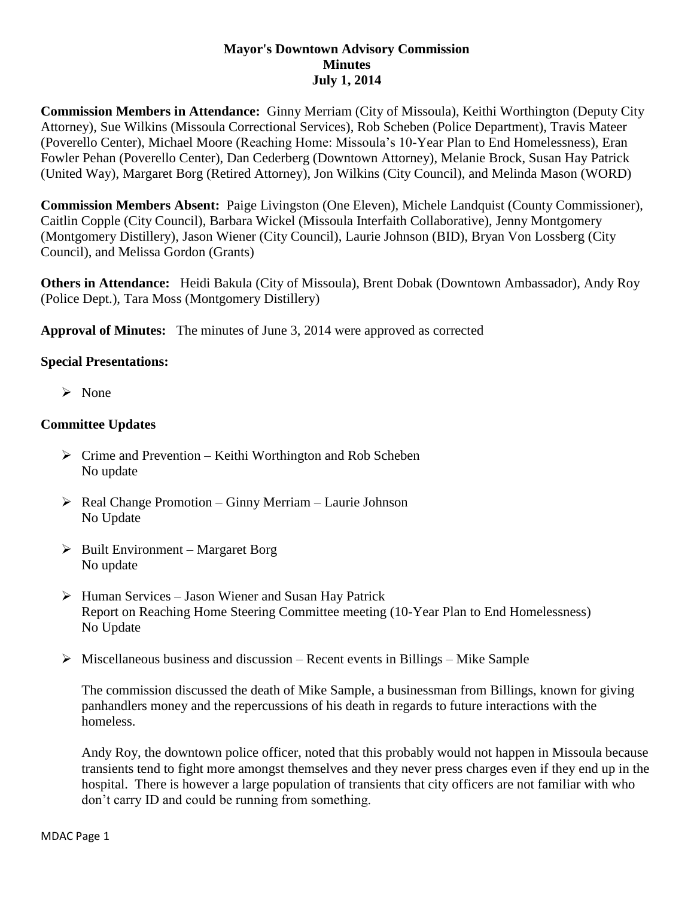# Mayor's Downtown Advisory Commission
## Minutes
## July 1, 2014

**Commission Members in Attendance:** Ginny Merriam (City of Missoula), Keithi Worthington (Deputy City Attorney), Sue Wilkins (Missoula Correctional Services), Rob Scheben (Police Department), Travis Mateer (Poverello Center), Michael Moore (Reaching Home: Missoula's 10-Year Plan to End Homelessness), Eran Fowler Pehan (Poverello Center), Dan Cederberg (Downtown Attorney), Melanie Brock, Susan Hay Patrick (United Way), Margaret Borg (Retired Attorney), Jon Wilkins (City Council), and Melinda Mason (WORD)

**Commission Members Absent:** Paige Livingston (One Eleven), Michele Landquist (County Commissioner), Caitlin Copple (City Council), Barbara Wickel (Missoula Interfaith Collaborative), Jenny Montgomery (Montgomery Distillery), Jason Wiener (City Council), Laurie Johnson (BID), Bryan Von Lossberg (City Council), and Melissa Gordon (Grants)

**Others in Attendance:** Heidi Bakula (City of Missoula), Brent Dobak (Downtown Ambassador), Andy Roy (Police Dept.), Tara Moss (Montgomery Distillery)

**Approval of Minutes:** The minutes of June 3, 2014 were approved as corrected

**Special Presentations:**

- None

**Committee Updates**

- Crime and Prevention – Keithi Worthington and Rob Scheben
  No update

- Real Change Promotion – Ginny Merriam – Laurie Johnson
  No Update

- Built Environment – Margaret Borg
  No update

- Human Services – Jason Wiener and Susan Hay Patrick
  Report on Reaching Home Steering Committee meeting (10-Year Plan to End Homelessness)
  No Update

- Miscellaneous business and discussion – Recent events in Billings – Mike Sample

  The commission discussed the death of Mike Sample, a businessman from Billings, known for giving panhandlers money and the repercussions of his death in regards to future interactions with the homeless.

  Andy Roy, the downtown police officer, noted that this probably would not happen in Missoula because transients tend to fight more amongst themselves and they never press charges even if they end up in the hospital. There is however a large population of transients that city officers are not familiar with who don't carry ID and could be running from something.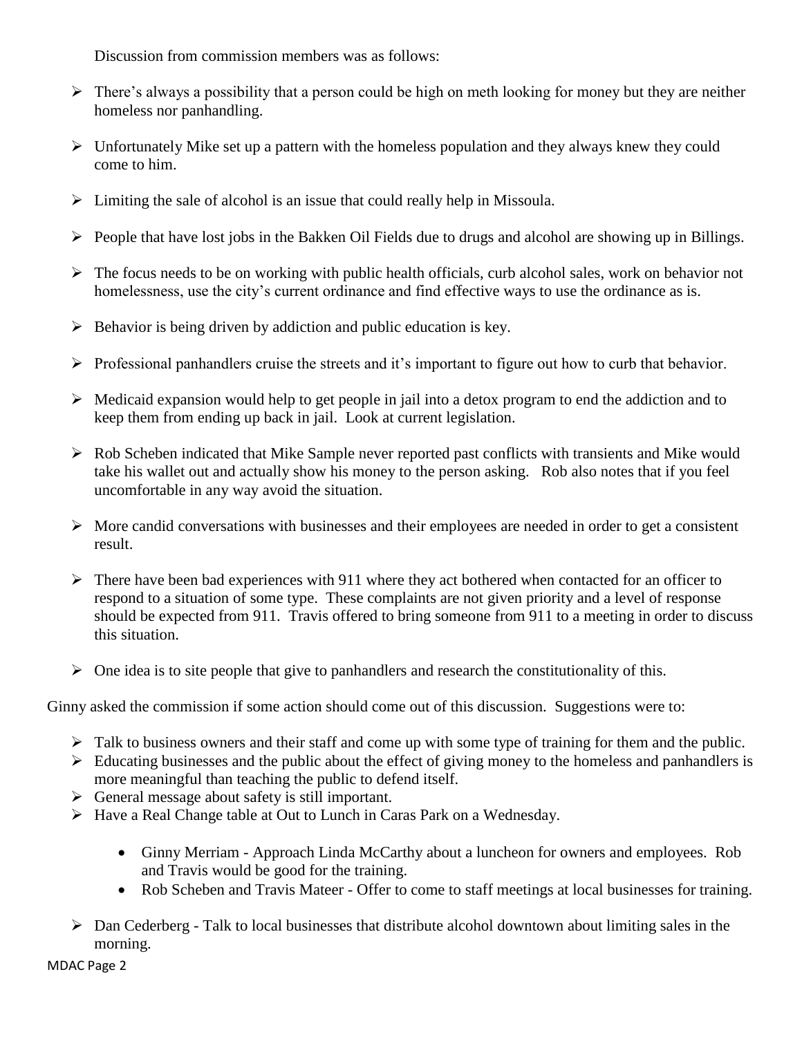Discussion from commission members was as follows:

- There's always a possibility that a person could be high on meth looking for money but they are neither homeless nor panhandling.
- Unfortunately Mike set up a pattern with the homeless population and they always knew they could come to him.
- Limiting the sale of alcohol is an issue that could really help in Missoula.
- People that have lost jobs in the Bakken Oil Fields due to drugs and alcohol are showing up in Billings.
- The focus needs to be on working with public health officials, curb alcohol sales, work on behavior not homelessness, use the city's current ordinance and find effective ways to use the ordinance as is.
- Behavior is being driven by addiction and public education is key.
- Professional panhandlers cruise the streets and it's important to figure out how to curb that behavior.
- Medicaid expansion would help to get people in jail into a detox program to end the addiction and to keep them from ending up back in jail. Look at current legislation.
- Rob Scheben indicated that Mike Sample never reported past conflicts with transients and Mike would take his wallet out and actually show his money to the person asking. Rob also notes that if you feel uncomfortable in any way avoid the situation.
- More candid conversations with businesses and their employees are needed in order to get a consistent result.
- There have been bad experiences with 911 where they act bothered when contacted for an officer to respond to a situation of some type. These complaints are not given priority and a level of response should be expected from 911. Travis offered to bring someone from 911 to a meeting in order to discuss this situation.
- One idea is to site people that give to panhandlers and research the constitutionality of this.

Ginny asked the commission if some action should come out of this discussion. Suggestions were to:

- Talk to business owners and their staff and come up with some type of training for them and the public.
- Educating businesses and the public about the effect of giving money to the homeless and panhandlers is more meaningful than teaching the public to defend itself.
- General message about safety is still important.
- Have a Real Change table at Out to Lunch in Caras Park on a Wednesday.
    - Ginny Merriam - Approach Linda McCarthy about a luncheon for owners and employees. Rob and Travis would be good for the training.
    - Rob Scheben and Travis Mateer - Offer to come to staff meetings at local businesses for training.
- Dan Cederberg - Talk to local businesses that distribute alcohol downtown about limiting sales in the morning.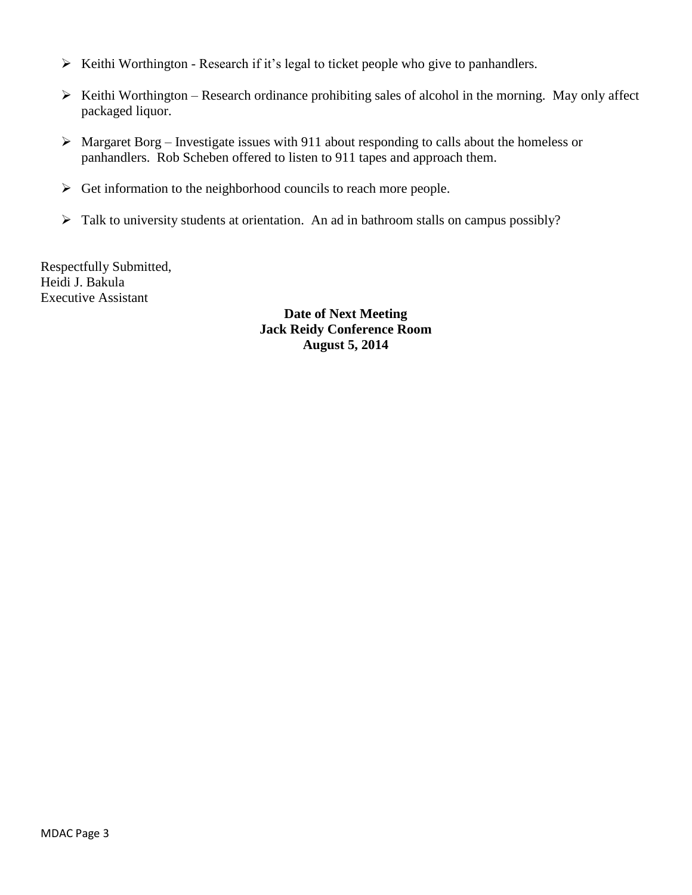- Keithi Worthington - Research if it's legal to ticket people who give to panhandlers.
- Keithi Worthington – Research ordinance prohibiting sales of alcohol in the morning. May only affect packaged liquor.
- Margaret Borg – Investigate issues with 911 about responding to calls about the homeless or panhandlers. Rob Scheben offered to listen to 911 tapes and approach them.
- Get information to the neighborhood councils to reach more people.
- Talk to university students at orientation. An ad in bathroom stalls on campus possibly?

Respectfully Submitted,
Heidi J. Bakula
Executive Assistant

**Date of Next Meeting**
**Jack Reidy Conference Room**
**August 5, 2014**